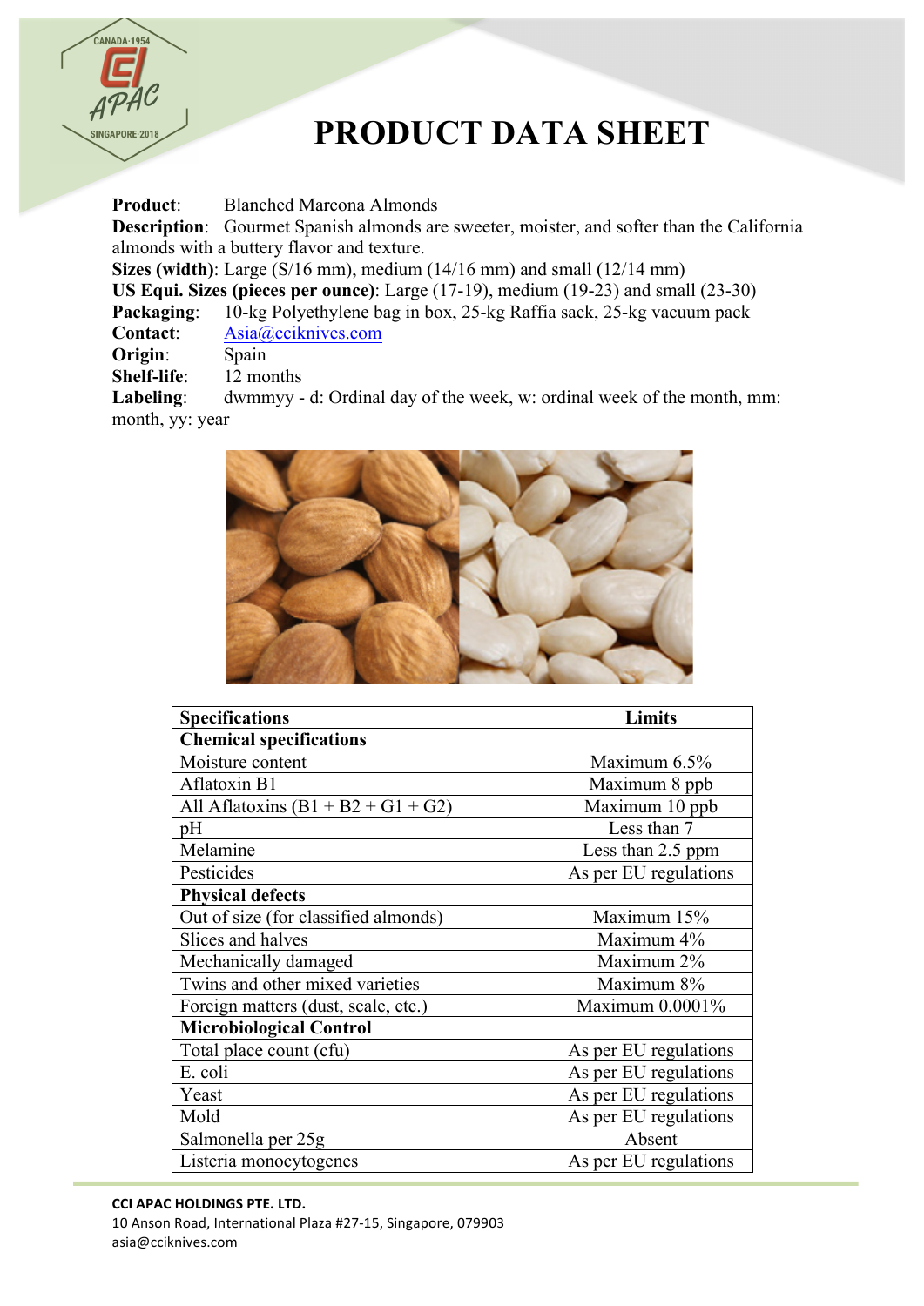# PRODUCT DATA SHEET

**Product**: Blanched Marcona Almonds

**Description**: Gourmet Spanish almonds are sweeter, moister, and softer than the California almonds with a buttery flavor and texture.

**Sizes (width)**: Large (S/16 mm), medium (14/16 mm) and small (12/14 mm)

**US Equi. Sizes (pieces per ounce)**: Large (17-19), medium (19-23) and small (23-30)

**Packaging**: 10-kg Polyethylene bag in box, 25-kg Raffia sack, 25-kg vacuum pack

**Contact**: Asia@cciknives.com

**Origin**: Spain

**Shelf-life**: 12 months

**Labeling**: dwmmyy - d: Ordinal day of the week, w: ordinal week of the month, mm: month, yy: year

| Specifications | Limits |
|---|---|
| **Chemical specifications** | |
| Moisture content | Maximum 6.5% |
| Aflatoxin B1 | Maximum 8 ppb |
| All Aflatoxins (B1 + B2 + G1 + G2) | Maximum 10 ppb |
| pH | Less than 7 |
| Melamine | Less than 2.5 ppm |
| Pesticides | As per EU regulations |
| **Physical defects** | |
| Out of size (for classified almonds) | Maximum 15% |
| Slices and halves | Maximum 4% |
| Mechanically damaged | Maximum 2% |
| Twins and other mixed varieties | Maximum 8% |
| Foreign matters (dust, scale, etc.) | Maximum 0.0001% |
| **Microbiological Control** | |
| Total place count (cfu) | As per EU regulations |
| E. coli | As per EU regulations |
| Yeast | As per EU regulations |
| Mold | As per EU regulations |
| Salmonella per 25g | Absent |
| Listeria monocytogenes | As per EU regulations |

**CCI APAC HOLDINGS PTE. LTD.**
10 Anson Road, International Plaza #27-15, Singapore, 079903
asia@cciknives.com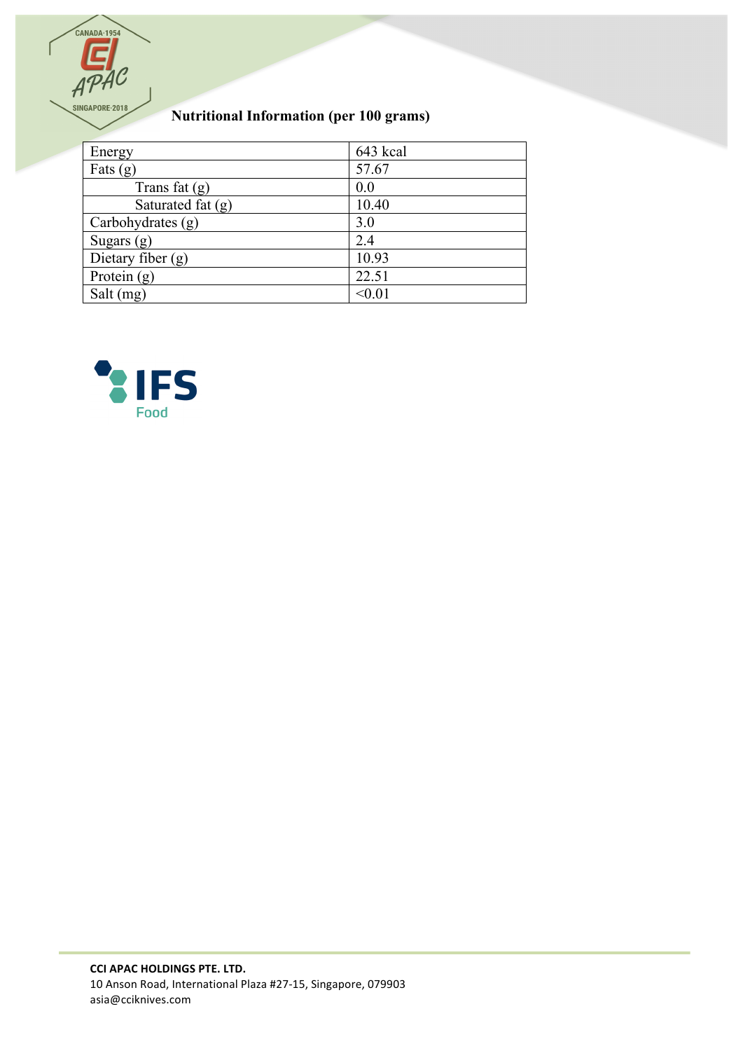**Nutritional Information (per 100 grams)**

| | |
|---|---|
| Energy | 643 kcal |
| Fats (g) | 57.67 |
| Trans fat (g) | 0.0 |
| Saturated fat (g) | 10.40 |
| Carbohydrates (g) | 3.0 |
| Sugars (g) | 2.4 |
| Dietary fiber (g) | 10.93 |
| Protein (g) | 22.51 |
| Salt (mg) | <0.01 |

IFS Food

**CCI APAC HOLDINGS PTE. LTD.**
10 Anson Road, International Plaza #27-15, Singapore, 079903
asia@cciknives.com